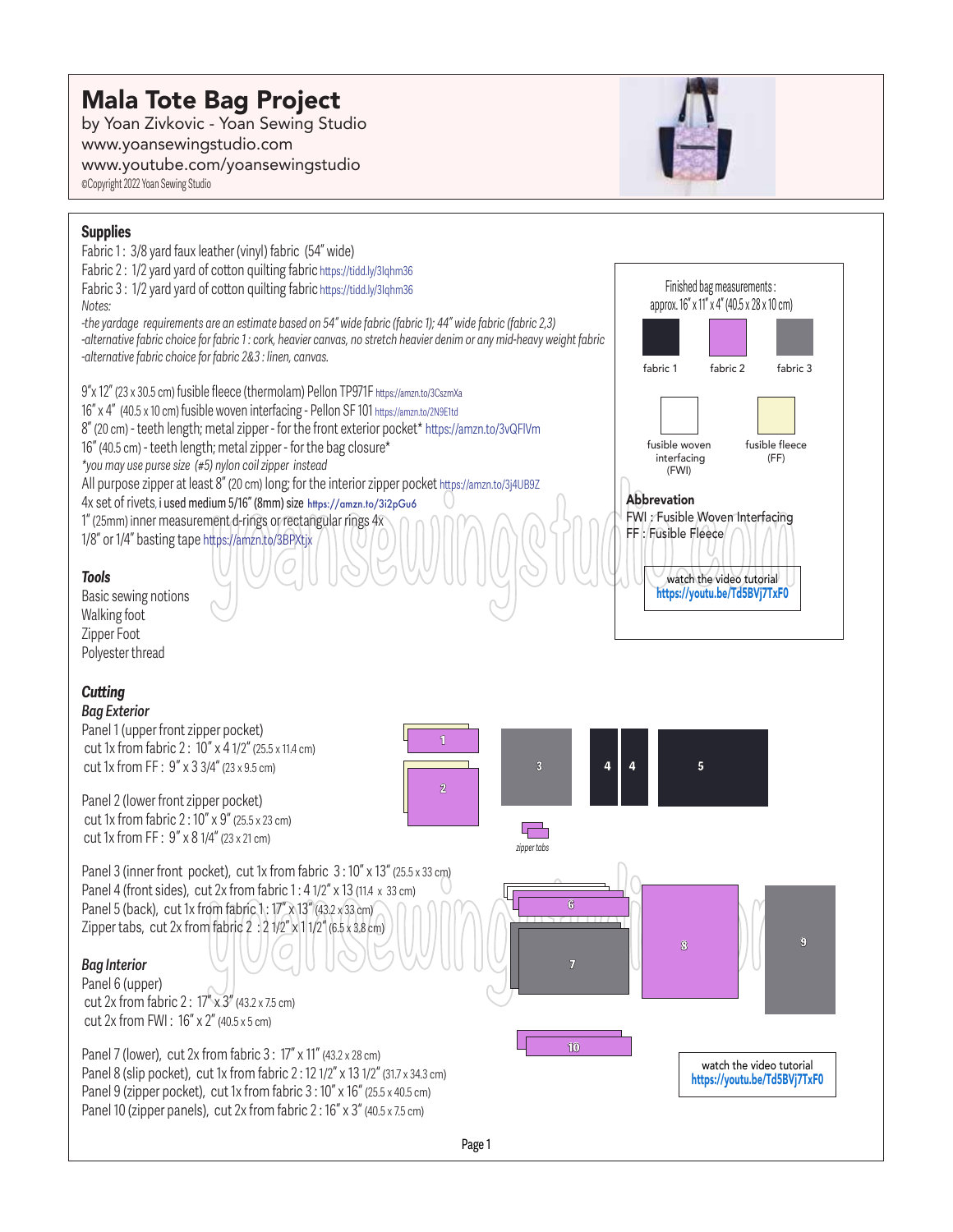# Mala Tote Bag Project

by Yoan Zivkovic - Yoan Sewing Studio
www.yoansewingstudio.com
www.youtube.com/yoansewingstudio
©Copyright 2022 Yoan Sewing Studio

## Supplies

Fabric 1 : 3/8 yard faux leather (vinyl) fabric (54" wide)
Fabric 2 : 1/2 yard yard of cotton quilting fabric https://tidd.ly/3Iqhm36
Fabric 3 : 1/2 yard yard of cotton quilting fabric https://tidd.ly/3Iqhm36
*Notes:*
*-the yardage requirements are an estimate based on 54" wide fabric (fabric 1); 44" wide fabric (fabric 2,3)*
*-alternative fabric choice for fabric 1 : cork, heavier canvas, no stretch heavier denim or any mid-heavy weight fabric*
*-alternative fabric choice for fabric 2&3 : linen, canvas.*

9"x 12" (23 x 30.5 cm) fusible fleece (thermolam) Pellon TP971F https://amzn.to/3CszmXa
16" x 4" (40.5 x 10 cm) fusible woven interfacing - Pellon SF 101 https://amzn.to/2N9E1td
8" (20 cm) - teeth length; metal zipper - for the front exterior pocket* https://amzn.to/3vQFlVm
16" (40.5 cm) - teeth length; metal zipper - for the bag closure*
*\*you may use purse size (#5) nylon coil zipper instead*
All purpose zipper at least 8" (20 cm) long; for the interior zipper pocket https://amzn.to/3j4UB9Z
4x set of rivets, **i used medium 5/16" (8mm) size https://amzn.to/3i2pGu6**
1" (25mm) inner measurement d-rings or rectangular rings 4x
1/8" or 1/4" basting tape https://amzn.to/3BPXtjx

Finished bag measurements : approx. 16" x 11" x 4" (40.5 x 28 x 10 cm)

fabric 1 | fabric 2 | fabric 3

fusible woven interfacing (FWI) | fusible fleece (FF)

**Abbrevation**
FWI : Fusible Woven Interfacing
FF : Fusible Fleece

watch the video tutorial
**https://youtu.be/Td5BVj7TxF0**

## *Tools*

Basic sewing notions
Walking foot
Zipper Foot
Polyester thread

## *Cutting*

### *Bag Exterior*

Panel 1 (upper front zipper pocket)
cut 1x from fabric 2 : 10" x 4 1/2" (25.5 x 11.4 cm)
cut 1x from FF : 9" x 3 3/4" (23 x 9.5 cm)

Panel 2 (lower front zipper pocket)
cut 1x from fabric 2 : 10" x 9" (25.5 x 23 cm)
cut 1x from FF : 9" x 8 1/4" (23 x 21 cm)

Panel 3 (inner front pocket), cut 1x from fabric 3 : 10" x 13" (25.5 x 33 cm)
Panel 4 (front sides), cut 2x from fabric 1 : 4 1/2" x 13 (11.4 x 33 cm)
Panel 5 (back), cut 1x from fabric 1 : 17" x 13" (43.2 x 33 cm)
Zipper tabs, cut 2x from fabric 2 : 2 1/2" x 1 1/2" (6.5 x 3.8 cm)

### *Bag Interior*

Panel 6 (upper)
cut 2x from fabric 2 : 17" x 3" (43.2 x 7.5 cm)
cut 2x from FWI : 16" x 2" (40.5 x 5 cm)

Panel 7 (lower), cut 2x from fabric 3 : 17" x 11" (43.2 x 28 cm)
Panel 8 (slip pocket), cut 1x from fabric 2 : 12 1/2" x 13 1/2" (31.7 x 34.3 cm)
Panel 9 (zipper pocket), cut 1x from fabric 3 : 10" x 16" (25.5 x 40.5 cm)
Panel 10 (zipper panels), cut 2x from fabric 2 : 16" x 3" (40.5 x 7.5 cm)

1 2 3 4 4 5
*zipper tabs*
6 7 8 9 10

watch the video tutorial
**https://youtu.be/Td5BVj7TxF0**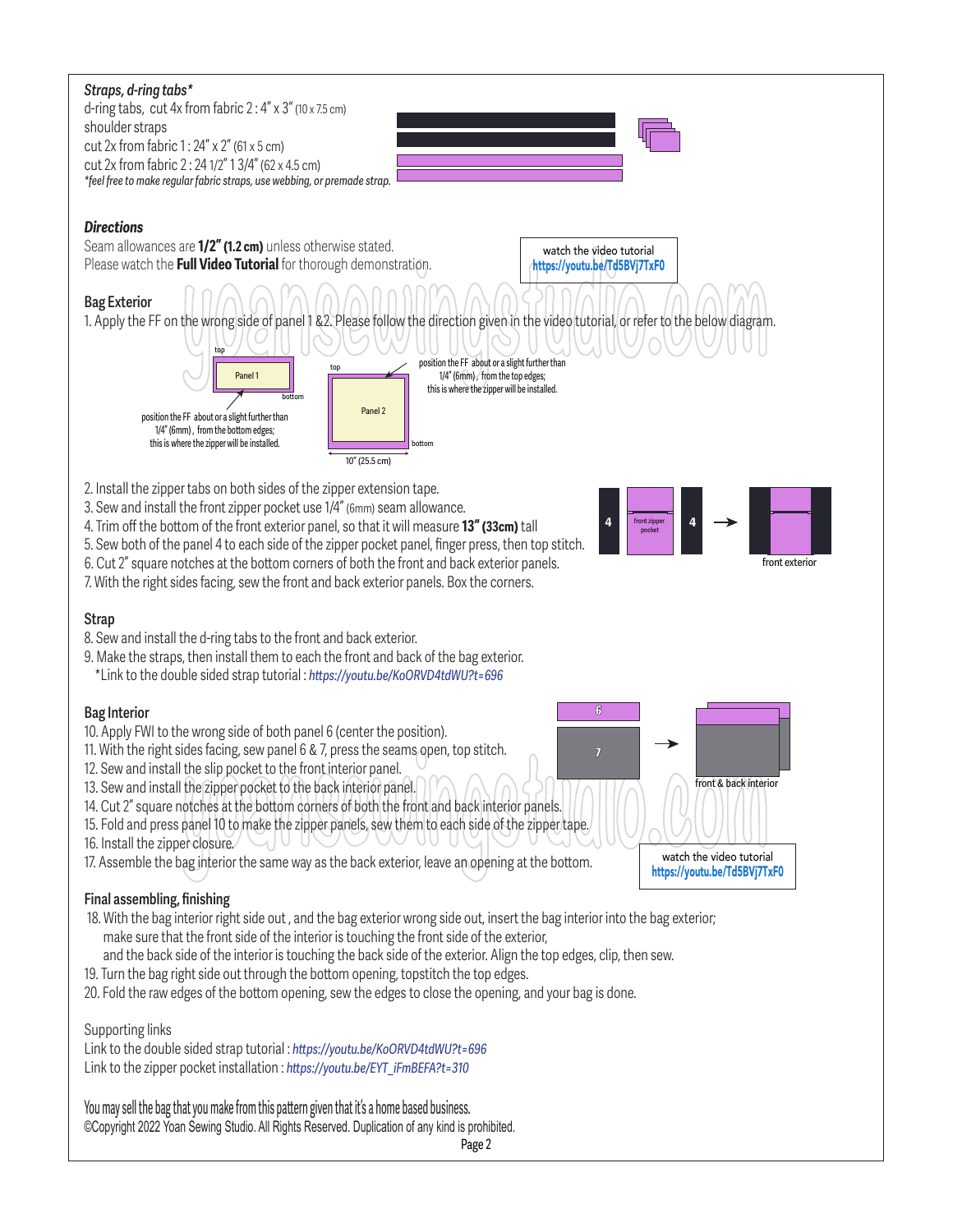***Straps, d-ring tabs****

d-ring tabs, cut 4x from fabric 2 : 4" x 3" (10 x 7.5 cm)
shoulder straps
cut 2x from fabric 1 : 24" x 2" (61 x 5 cm)
cut 2x from fabric 2 : 24 1/2" 1 3/4" (62 x 4.5 cm)
**feel free to make regular fabric straps, use webbing, or premade strap.*

## *Directions*

Seam allowances are **1/2" (1.2 cm)** unless otherwise stated.
Please watch the **Full Video Tutorial** for thorough demonstration.

watch the video tutorial
https://youtu.be/Td5BVj7TxF0

### Bag Exterior

1. Apply the FF on the wrong side of panel 1 &2. Please follow the direction given in the video tutorial, or refer to the below diagram.

top
Panel 1
bottom
position the FF about or a slight further than 1/4" (6mm), from the bottom edges; this is where the zipper will be installed.

top
Panel 2
bottom
10" (25.5 cm)
position the FF about or a slight further than 1/4" (6mm), from the top edges; this is where the zipper will be installed.

2. Install the zipper tabs on both sides of the zipper extension tape.
3. Sew and install the front zipper pocket use 1/4" (6mm) seam allowance.
4. Trim off the bottom of the front exterior panel, so that it will measure **13" (33cm)** tall
5. Sew both of the panel 4 to each side of the zipper pocket panel, finger press, then top stitch.
6. Cut 2" square notches at the bottom corners of both the front and back exterior panels.
7. With the right sides facing, sew the front and back exterior panels. Box the corners.

4
front zipper pocket
4
front exterior

### Strap

8. Sew and install the d-ring tabs to the front and back exterior.
9. Make the straps, then install them to each the front and back of the bag exterior.
*Link to the double sided strap tutorial : *https://youtu.be/KoORVD4tdWU?t=696*

### Bag Interior

10. Apply FWI to the wrong side of both panel 6 (center the position).
11. With the right sides facing, sew panel 6 & 7, press the seams open, top stitch.
12. Sew and install the slip pocket to the front interior panel.
13. Sew and install the zipper pocket to the back interior panel.
14. Cut 2" square notches at the bottom corners of both the front and back interior panels.
15. Fold and press panel 10 to make the zipper panels, sew them to each side of the zipper tape.
16. Install the zipper closure.
17. Assemble the bag interior the same way as the back exterior, leave an opening at the bottom.

6
7
front & back interior

watch the video tutorial
https://youtu.be/Td5BVj7TxF0

### Final assembling, finishing

18. With the bag interior right side out , and the bag exterior wrong side out, insert the bag interior into the bag exterior; make sure that the front side of the interior is touching the front side of the exterior, and the back side of the interior is touching the back side of the exterior. Align the top edges, clip, then sew.
19. Turn the bag right side out through the bottom opening, topstitch the top edges.
20. Fold the raw edges of the bottom opening, sew the edges to close the opening, and your bag is done.

Supporting links
Link to the double sided strap tutorial : *https://youtu.be/KoORVD4tdWU?t=696*
Link to the zipper pocket installation : *https://youtu.be/EYT_iFmBEFA?t=310*

You may sell the bag that you make from this pattern given that it's a home based business.
©Copyright 2022 Yoan Sewing Studio. All Rights Reserved. Duplication of any kind is prohibited.